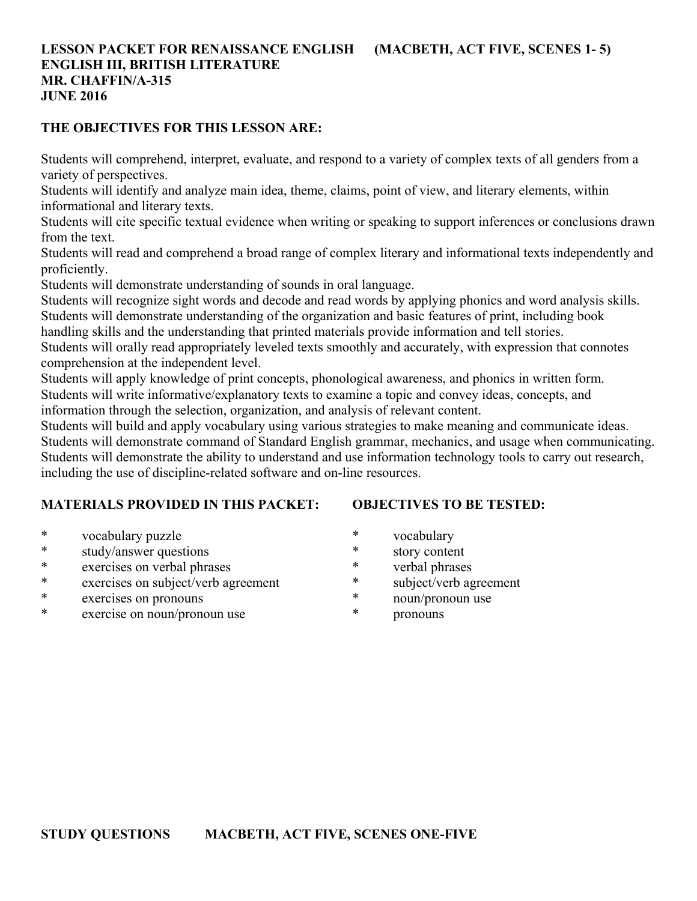**LESSON PACKET FOR RENAISSANCE ENGLISH (MACBETH, ACT FIVE, SCENES 1- 5)**
**ENGLISH III, BRITISH LITERATURE**
**MR. CHAFFIN/A-315**
**JUNE 2016**

**THE OBJECTIVES FOR THIS LESSON ARE:**

Students will comprehend, interpret, evaluate, and respond to a variety of complex texts of all genders from a variety of perspectives.
Students will identify and analyze main idea, theme, claims, point of view, and literary elements, within informational and literary texts.
Students will cite specific textual evidence when writing or speaking to support inferences or conclusions drawn from the text.
Students will read and comprehend a broad range of complex literary and informational texts independently and proficiently.
Students will demonstrate understanding of sounds in oral language.
Students will recognize sight words and decode and read words by applying phonics and word analysis skills.
Students will demonstrate understanding of the organization and basic features of print, including book handling skills and the understanding that printed materials provide information and tell stories.
Students will orally read appropriately leveled texts smoothly and accurately, with expression that connotes comprehension at the independent level.
Students will apply knowledge of print concepts, phonological awareness, and phonics in written form.
Students will write informative/explanatory texts to examine a topic and convey ideas, concepts, and information through the selection, organization, and analysis of relevant content.
Students will build and apply vocabulary using various strategies to make meaning and communicate ideas.
Students will demonstrate command of Standard English grammar, mechanics, and usage when communicating.
Students will demonstrate the ability to understand and use information technology tools to carry out research, including the use of discipline-related software and on-line resources.

**MATERIALS PROVIDED IN THIS PACKET:**

* vocabulary puzzle
* study/answer questions
* exercises on verbal phrases
* exercises on subject/verb agreement
* exercises on pronouns
* exercise on noun/pronoun use

**OBJECTIVES TO BE TESTED:**

* vocabulary
* story content
* verbal phrases
* subject/verb agreement
* noun/pronoun use
* pronouns

**STUDY QUESTIONS MACBETH, ACT FIVE, SCENES ONE-FIVE**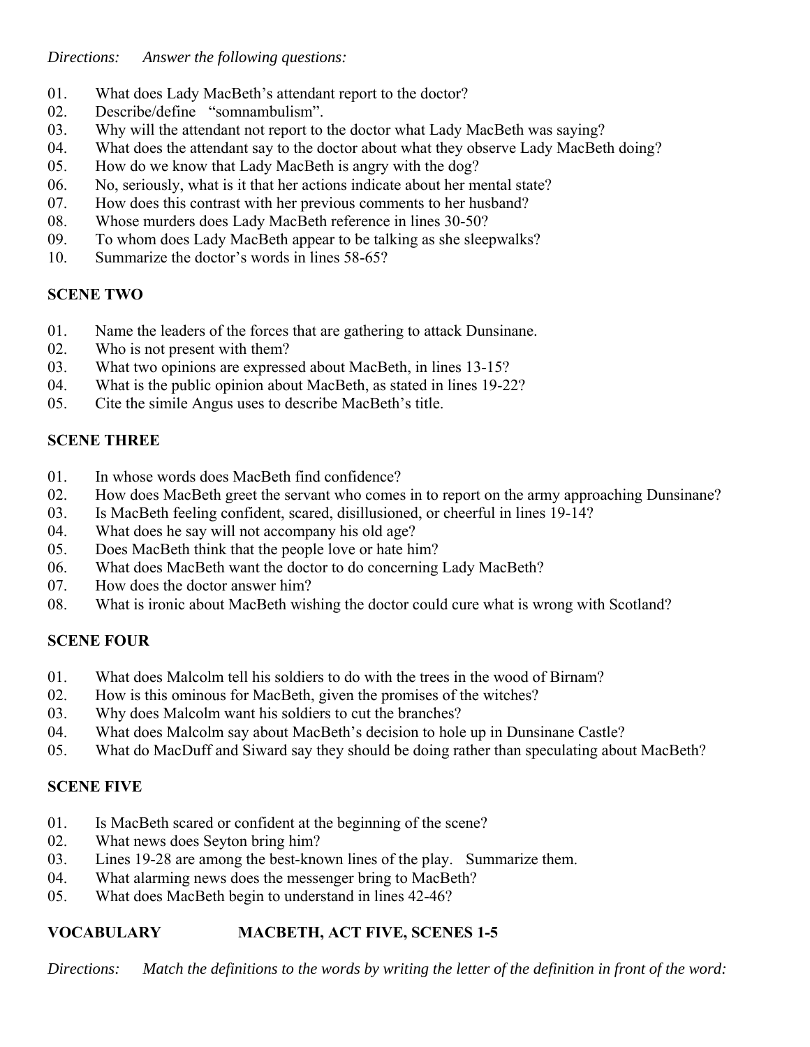*Directions: Answer the following questions:*

01. What does Lady MacBeth's attendant report to the doctor?
02. Describe/define "somnambulism".
03. Why will the attendant not report to the doctor what Lady MacBeth was saying?
04. What does the attendant say to the doctor about what they observe Lady MacBeth doing?
05. How do we know that Lady MacBeth is angry with the dog?
06. No, seriously, what is it that her actions indicate about her mental state?
07. How does this contrast with her previous comments to her husband?
08. Whose murders does Lady MacBeth reference in lines 30-50?
09. To whom does Lady MacBeth appear to be talking as she sleepwalks?
10. Summarize the doctor's words in lines 58-65?

## SCENE TWO

01. Name the leaders of the forces that are gathering to attack Dunsinane.
02. Who is not present with them?
03. What two opinions are expressed about MacBeth, in lines 13-15?
04. What is the public opinion about MacBeth, as stated in lines 19-22?
05. Cite the simile Angus uses to describe MacBeth's title.

## SCENE THREE

01. In whose words does MacBeth find confidence?
02. How does MacBeth greet the servant who comes in to report on the army approaching Dunsinane?
03. Is MacBeth feeling confident, scared, disillusioned, or cheerful in lines 19-14?
04. What does he say will not accompany his old age?
05. Does MacBeth think that the people love or hate him?
06. What does MacBeth want the doctor to do concerning Lady MacBeth?
07. How does the doctor answer him?
08. What is ironic about MacBeth wishing the doctor could cure what is wrong with Scotland?

## SCENE FOUR

01. What does Malcolm tell his soldiers to do with the trees in the wood of Birnam?
02. How is this ominous for MacBeth, given the promises of the witches?
03. Why does Malcolm want his soldiers to cut the branches?
04. What does Malcolm say about MacBeth's decision to hole up in Dunsinane Castle?
05. What do MacDuff and Siward say they should be doing rather than speculating about MacBeth?

## SCENE FIVE

01. Is MacBeth scared or confident at the beginning of the scene?
02. What news does Seyton bring him?
03. Lines 19-28 are among the best-known lines of the play. Summarize them.
04. What alarming news does the messenger bring to MacBeth?
05. What does MacBeth begin to understand in lines 42-46?

## VOCABULARY MACBETH, ACT FIVE, SCENES 1-5

*Directions: Match the definitions to the words by writing the letter of the definition in front of the word:*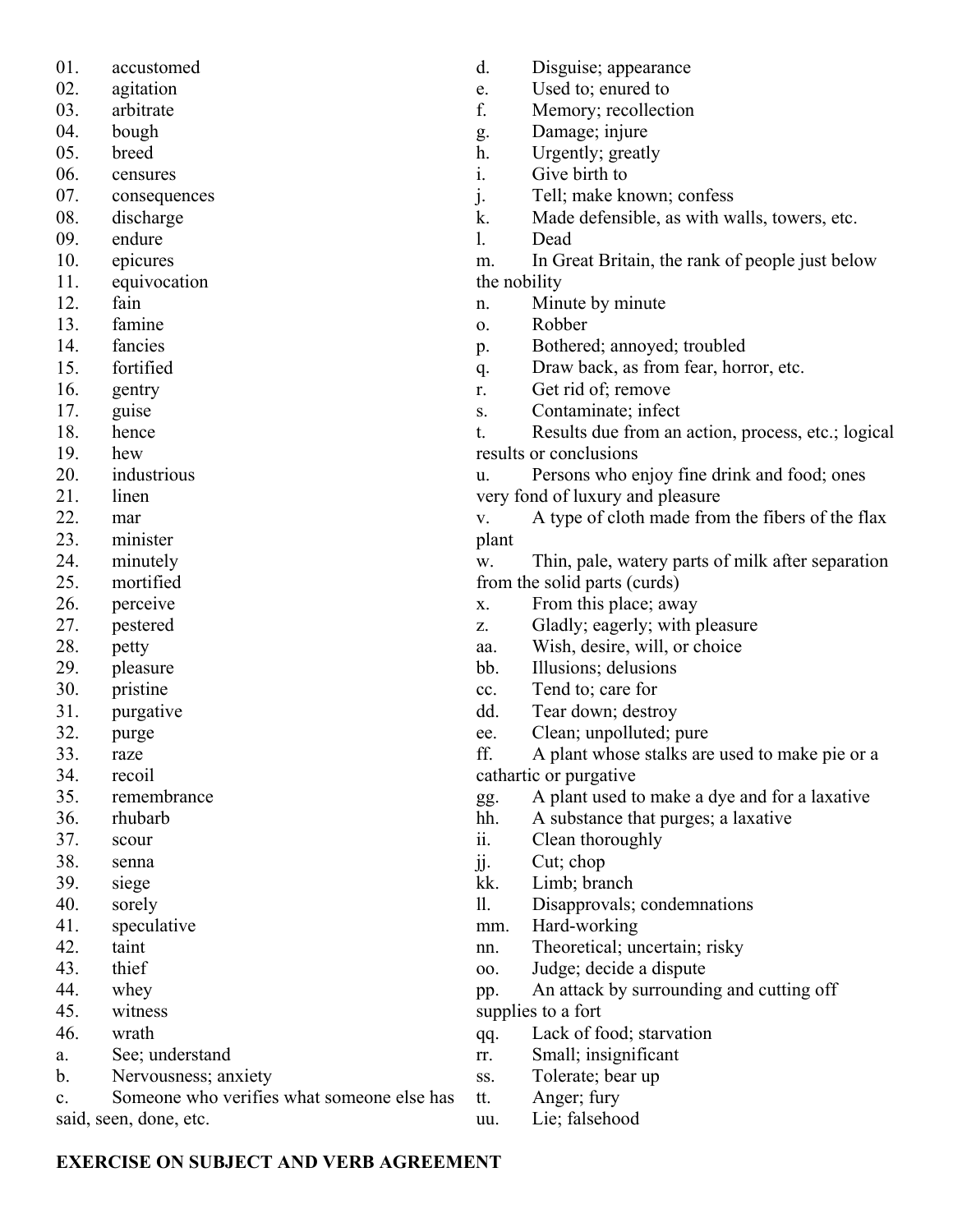01. accustomed
02. agitation
03. arbitrate
04. bough
05. breed
06. censures
07. consequences
08. discharge
09. endure
10. epicures
11. equivocation
12. fain
13. famine
14. fancies
15. fortified
16. gentry
17. guise
18. hence
19. hew
20. industrious
21. linen
22. mar
23. minister
24. minutely
25. mortified
26. perceive
27. pestered
28. petty
29. pleasure
30. pristine
31. purgative
32. purge
33. raze
34. recoil
35. remembrance
36. rhubarb
37. scour
38. senna
39. siege
40. sorely
41. speculative
42. taint
43. thief
44. whey
45. witness
46. wrath

a. See; understand
b. Nervousness; anxiety
c. Someone who verifies what someone else has said, seen, done, etc.
d. Disguise; appearance
e. Used to; enured to
f. Memory; recollection
g. Damage; injure
h. Urgently; greatly
i. Give birth to
j. Tell; make known; confess
k. Made defensible, as with walls, towers, etc.
l. Dead
m. In Great Britain, the rank of people just below the nobility
n. Minute by minute
o. Robber
p. Bothered; annoyed; troubled
q. Draw back, as from fear, horror, etc.
r. Get rid of; remove
s. Contaminate; infect
t. Results due from an action, process, etc.; logical results or conclusions
u. Persons who enjoy fine drink and food; ones very fond of luxury and pleasure
v. A type of cloth made from the fibers of the flax plant
w. Thin, pale, watery parts of milk after separation from the solid parts (curds)
x. From this place; away
z. Gladly; eagerly; with pleasure
aa. Wish, desire, will, or choice
bb. Illusions; delusions
cc. Tend to; care for
dd. Tear down; destroy
ee. Clean; unpolluted; pure
ff. A plant whose stalks are used to make pie or a cathartic or purgative
gg. A plant used to make a dye and for a laxative
hh. A substance that purges; a laxative
ii. Clean thoroughly
jj. Cut; chop
kk. Limb; branch
ll. Disapprovals; condemnations
mm. Hard-working
nn. Theoretical; uncertain; risky
oo. Judge; decide a dispute
pp. An attack by surrounding and cutting off supplies to a fort
qq. Lack of food; starvation
rr. Small; insignificant
ss. Tolerate; bear up
tt. Anger; fury
uu. Lie; falsehood

**EXERCISE ON SUBJECT AND VERB AGREEMENT**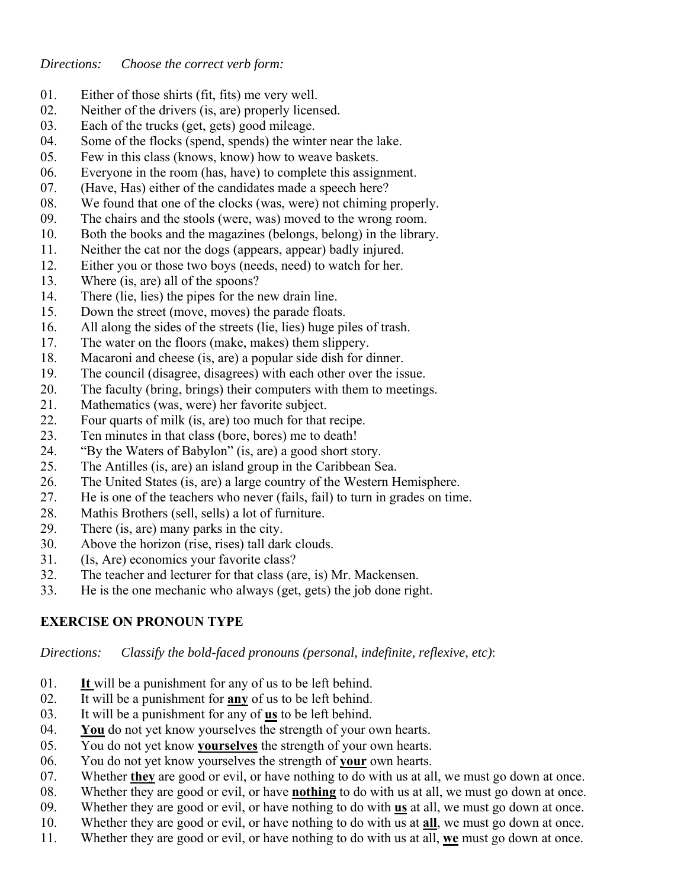*Directions: Choose the correct verb form:*

01. Either of those shirts (fit, fits) me very well.
02. Neither of the drivers (is, are) properly licensed.
03. Each of the trucks (get, gets) good mileage.
04. Some of the flocks (spend, spends) the winter near the lake.
05. Few in this class (knows, know) how to weave baskets.
06. Everyone in the room (has, have) to complete this assignment.
07. (Have, Has) either of the candidates made a speech here?
08. We found that one of the clocks (was, were) not chiming properly.
09. The chairs and the stools (were, was) moved to the wrong room.
10. Both the books and the magazines (belongs, belong) in the library.
11. Neither the cat nor the dogs (appears, appear) badly injured.
12. Either you or those two boys (needs, need) to watch for her.
13. Where (is, are) all of the spoons?
14. There (lie, lies) the pipes for the new drain line.
15. Down the street (move, moves) the parade floats.
16. All along the sides of the streets (lie, lies) huge piles of trash.
17. The water on the floors (make, makes) them slippery.
18. Macaroni and cheese (is, are) a popular side dish for dinner.
19. The council (disagree, disagrees) with each other over the issue.
20. The faculty (bring, brings) their computers with them to meetings.
21. Mathematics (was, were) her favorite subject.
22. Four quarts of milk (is, are) too much for that recipe.
23. Ten minutes in that class (bore, bores) me to death!
24. "By the Waters of Babylon" (is, are) a good short story.
25. The Antilles (is, are) an island group in the Caribbean Sea.
26. The United States (is, are) a large country of the Western Hemisphere.
27. He is one of the teachers who never (fails, fail) to turn in grades on time.
28. Mathis Brothers (sell, sells) a lot of furniture.
29. There (is, are) many parks in the city.
30. Above the horizon (rise, rises) tall dark clouds.
31. (Is, Are) economics your favorite class?
32. The teacher and lecturer for that class (are, is) Mr. Mackensen.
33. He is the one mechanic who always (get, gets) the job done right.

## EXERCISE ON PRONOUN TYPE

*Directions: Classify the bold-faced pronouns (personal, indefinite, reflexive, etc)*:

01. **It** will be a punishment for any of us to be left behind.
02. It will be a punishment for **any** of us to be left behind.
03. It will be a punishment for any of **us** to be left behind.
04. **You** do not yet know yourselves the strength of your own hearts.
05. You do not yet know **yourselves** the strength of your own hearts.
06. You do not yet know yourselves the strength of **your** own hearts.
07. Whether **they** are good or evil, or have nothing to do with us at all, we must go down at once.
08. Whether they are good or evil, or have **nothing** to do with us at all, we must go down at once.
09. Whether they are good or evil, or have nothing to do with **us** at all, we must go down at once.
10. Whether they are good or evil, or have nothing to do with us at **all**, we must go down at once.
11. Whether they are good or evil, or have nothing to do with us at all, **we** must go down at once.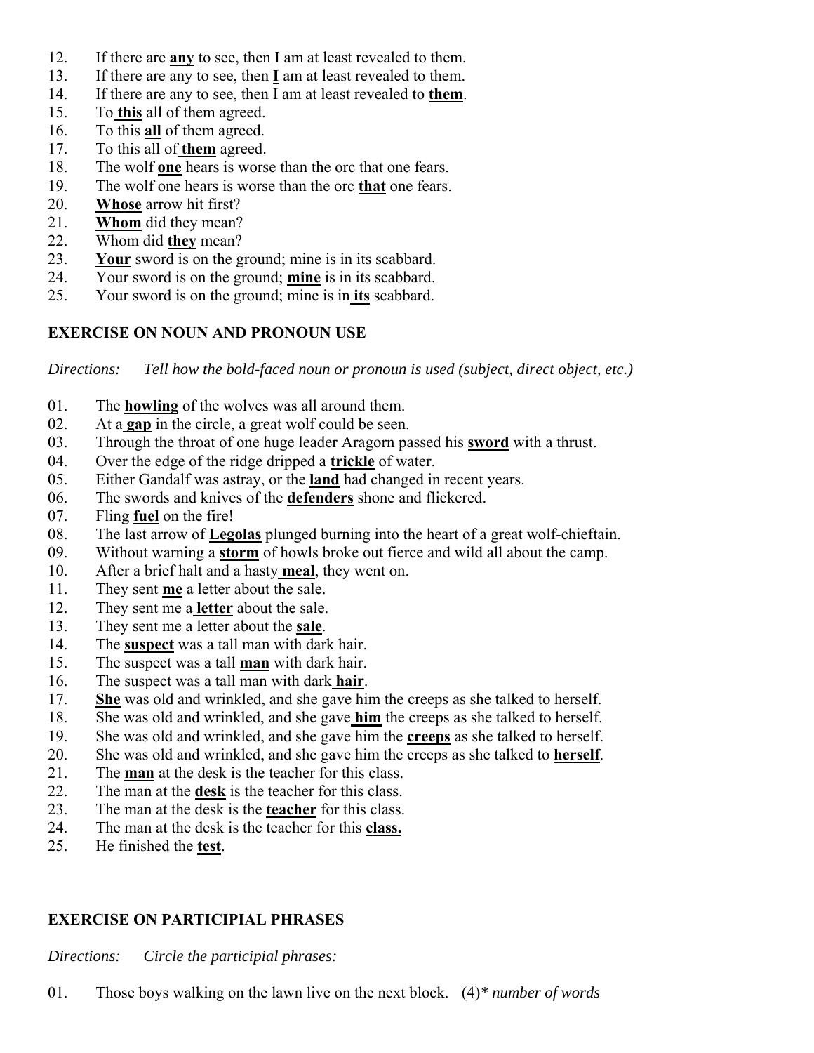12. If there are **any** to see, then I am at least revealed to them.
13. If there are any to see, then **I** am at least revealed to them.
14. If there are any to see, then I am at least revealed to **them**.
15. To **this** all of them agreed.
16. To this **all** of them agreed.
17. To this all of **them** agreed.
18. The wolf **one** hears is worse than the orc that one fears.
19. The wolf one hears is worse than the orc **that** one fears.
20. **Whose** arrow hit first?
21. **Whom** did they mean?
22. Whom did **they** mean?
23. **Your** sword is on the ground; mine is in its scabbard.
24. Your sword is on the ground; **mine** is in its scabbard.
25. Your sword is on the ground; mine is in **its** scabbard.

**EXERCISE ON NOUN AND PRONOUN USE**

*Directions: Tell how the bold-faced noun or pronoun is used (subject, direct object, etc.)*

01. The **howling** of the wolves was all around them.
02. At a **gap** in the circle, a great wolf could be seen.
03. Through the throat of one huge leader Aragorn passed his **sword** with a thrust.
04. Over the edge of the ridge dripped a **trickle** of water.
05. Either Gandalf was astray, or the **land** had changed in recent years.
06. The swords and knives of the **defenders** shone and flickered.
07. Fling **fuel** on the fire!
08. The last arrow of **Legolas** plunged burning into the heart of a great wolf-chieftain.
09. Without warning a **storm** of howls broke out fierce and wild all about the camp.
10. After a brief halt and a hasty **meal**, they went on.
11. They sent **me** a letter about the sale.
12. They sent me a **letter** about the sale.
13. They sent me a letter about the **sale**.
14. The **suspect** was a tall man with dark hair.
15. The suspect was a tall **man** with dark hair.
16. The suspect was a tall man with dark **hair**.
17. **She** was old and wrinkled, and she gave him the creeps as she talked to herself.
18. She was old and wrinkled, and she gave **him** the creeps as she talked to herself.
19. She was old and wrinkled, and she gave him the **creeps** as she talked to herself.
20. She was old and wrinkled, and she gave him the creeps as she talked to **herself**.
21. The **man** at the desk is the teacher for this class.
22. The man at the **desk** is the teacher for this class.
23. The man at the desk is the **teacher** for this class.
24. The man at the desk is the teacher for this **class.**
25. He finished the **test**.

**EXERCISE ON PARTICIPIAL PHRASES**

*Directions: Circle the participial phrases:*

01. Those boys walking on the lawn live on the next block. (4)* *number of words*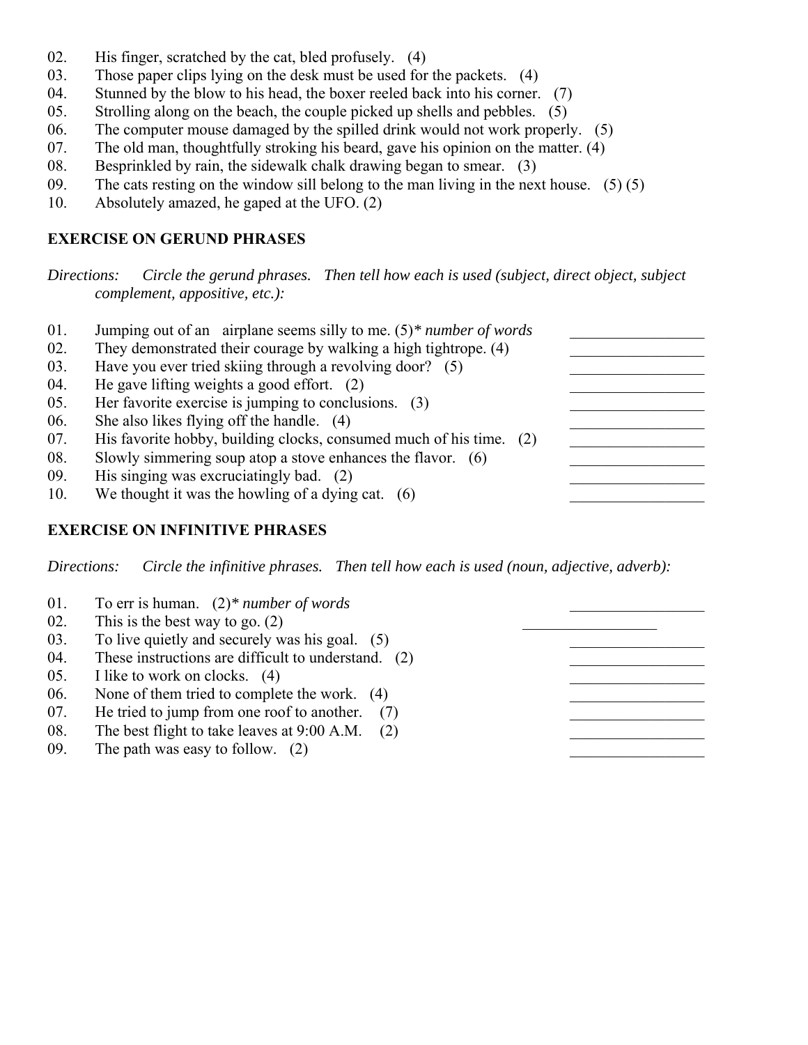02. His finger, scratched by the cat, bled profusely. (4)
03. Those paper clips lying on the desk must be used for the packets. (4)
04. Stunned by the blow to his head, the boxer reeled back into his corner. (7)
05. Strolling along on the beach, the couple picked up shells and pebbles. (5)
06. The computer mouse damaged by the spilled drink would not work properly. (5)
07. The old man, thoughtfully stroking his beard, gave his opinion on the matter. (4)
08. Besprinkled by rain, the sidewalk chalk drawing began to smear. (3)
09. The cats resting on the window sill belong to the man living in the next house. (5) (5)
10. Absolutely amazed, he gaped at the UFO. (2)

## EXERCISE ON GERUND PHRASES

*Directions: Circle the gerund phrases. Then tell how each is used (subject, direct object, subject complement, appositive, etc.):*

01. Jumping out of an airplane seems silly to me. (5)* *number of words* _________________
02. They demonstrated their courage by walking a high tightrope. (4) _________________
03. Have you ever tried skiing through a revolving door? (5) _________________
04. He gave lifting weights a good effort. (2) _________________
05. Her favorite exercise is jumping to conclusions. (3) _________________
06. She also likes flying off the handle. (4) _________________
07. His favorite hobby, building clocks, consumed much of his time. (2) _________________
08. Slowly simmering soup atop a stove enhances the flavor. (6) _________________
09. His singing was excruciatingly bad. (2) _________________
10. We thought it was the howling of a dying cat. (6) _________________

## EXERCISE ON INFINITIVE PHRASES

*Directions: Circle the infinitive phrases. Then tell how each is used (noun, adjective, adverb):*

01. To err is human. (2)* *number of words* _________________
02. This is the best way to go. (2) _________________
03. To live quietly and securely was his goal. (5) _________________
04. These instructions are difficult to understand. (2) _________________
05. I like to work on clocks. (4) _________________
06. None of them tried to complete the work. (4) _________________
07. He tried to jump from one roof to another. (7) _________________
08. The best flight to take leaves at 9:00 A.M. (2) _________________
09. The path was easy to follow. (2) _________________